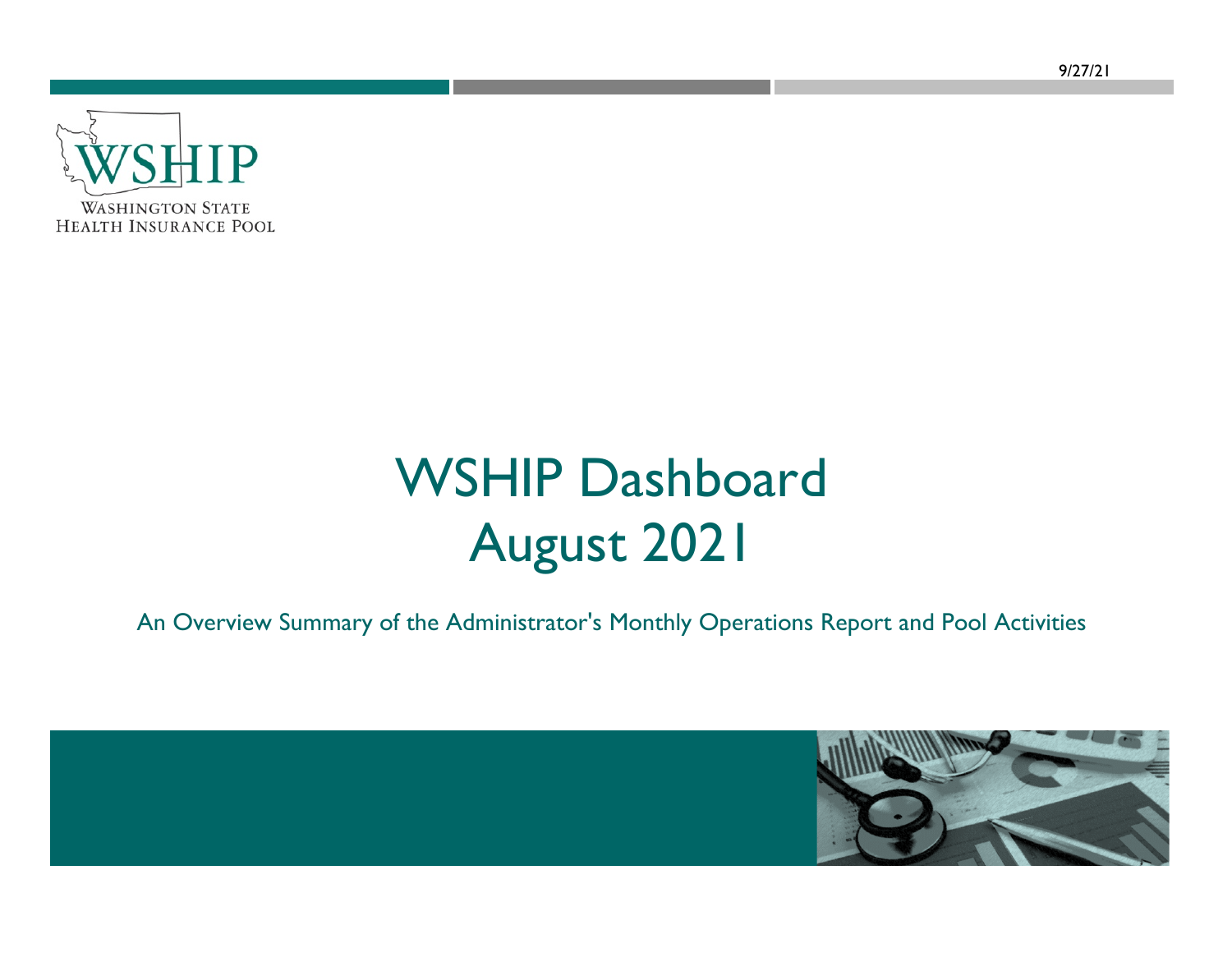9/27/21

WSHIP

WASHINGTON STATE HEALTH INSURANCE POOL

# WSHIP Dashboard
# August 2021

An Overview Summary of the Administrator's Monthly Operations Report and Pool Activities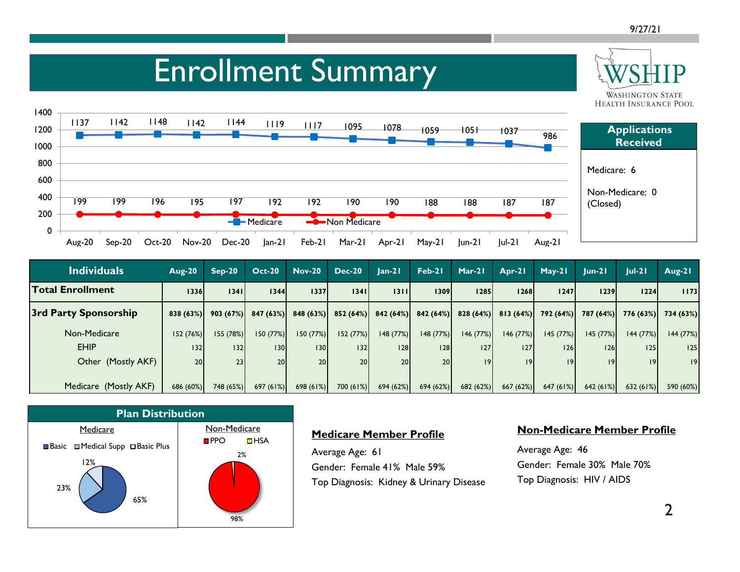# Enrollment Summary

WSHIP — Washington State Health Insurance Pool

| | Aug-20 | Sep-20 | Oct-20 | Nov-20 | Dec-20 | Jan-21 | Feb-21 | Mar-21 | Apr-21 | May-21 | Jun-21 | Jul-21 | Aug-21 |
|---|---|---|---|---|---|---|---|---|---|---|---|---|---|
| Medicare | 1137 | 1142 | 1148 | 1142 | 1144 | 1119 | 1117 | 1095 | 1078 | 1059 | 1051 | 1037 | 986 |
| Non Medicare | 199 | 199 | 196 | 195 | 197 | 192 | 192 | 190 | 190 | 188 | 188 | 187 | 187 |

**Applications Received**

Medicare: 6

Non-Medicare: 0 (Closed)

| Individuals | Aug-20 | Sep-20 | Oct-20 | Nov-20 | Dec-20 | Jan-21 | Feb-21 | Mar-21 | Apr-21 | May-21 | Jun-21 | Jul-21 | Aug-21 |
|---|---|---|---|---|---|---|---|---|---|---|---|---|---|
| **Total Enrollment** | 1336 | 1341 | 1344 | 1337 | 1341 | 1311 | 1309 | 1285 | 1268 | 1247 | 1239 | 1224 | 1173 |
| **3rd Party Sponsorship** | 838 (63%) | 903 (67%) | 847 (63%) | 848 (63%) | 852 (64%) | 842 (64%) | 842 (64%) | 828 (64%) | 813 (64%) | 792 (64%) | 787 (64%) | 776 (63%) | 734 (63%) |
| Non-Medicare | 152 (76%) | 155 (78%) | 150 (77%) | 150 (77%) | 152 (77%) | 148 (77%) | 148 (77%) | 146 (77%) | 146 (77%) | 145 (77%) | 145 (77%) | 144 (77%) | 144 (77%) |
| EHIP | 132 | 132 | 130 | 130 | 132 | 128 | 128 | 127 | 127 | 126 | 126 | 125 | 125 |
| Other (Mostly AKF) | 20 | 23 | 20 | 20 | 20 | 20 | 20 | 19 | 19 | 19 | 19 | 19 | 19 |
| Medicare (Mostly AKF) | 686 (60%) | 748 (65%) | 697 (61%) | 698 (61%) | 700 (61%) | 694 (62%) | 694 (62%) | 682 (62%) | 667 (62%) | 647 (61%) | 642 (61%) | 632 (61%) | 590 (60%) |

**Plan Distribution**

Medicare: Basic 65%, Medical Supp 23%, Basic Plus 12%

Non-Medicare: PPO 98%, HSA 2%

**Medicare Member Profile**

Average Age: 61

Gender: Female 41% Male 59%

Top Diagnosis: Kidney & Urinary Disease

**Non-Medicare Member Profile**

Average Age: 46

Gender: Female 30% Male 70%

Top Diagnosis: HIV / AIDS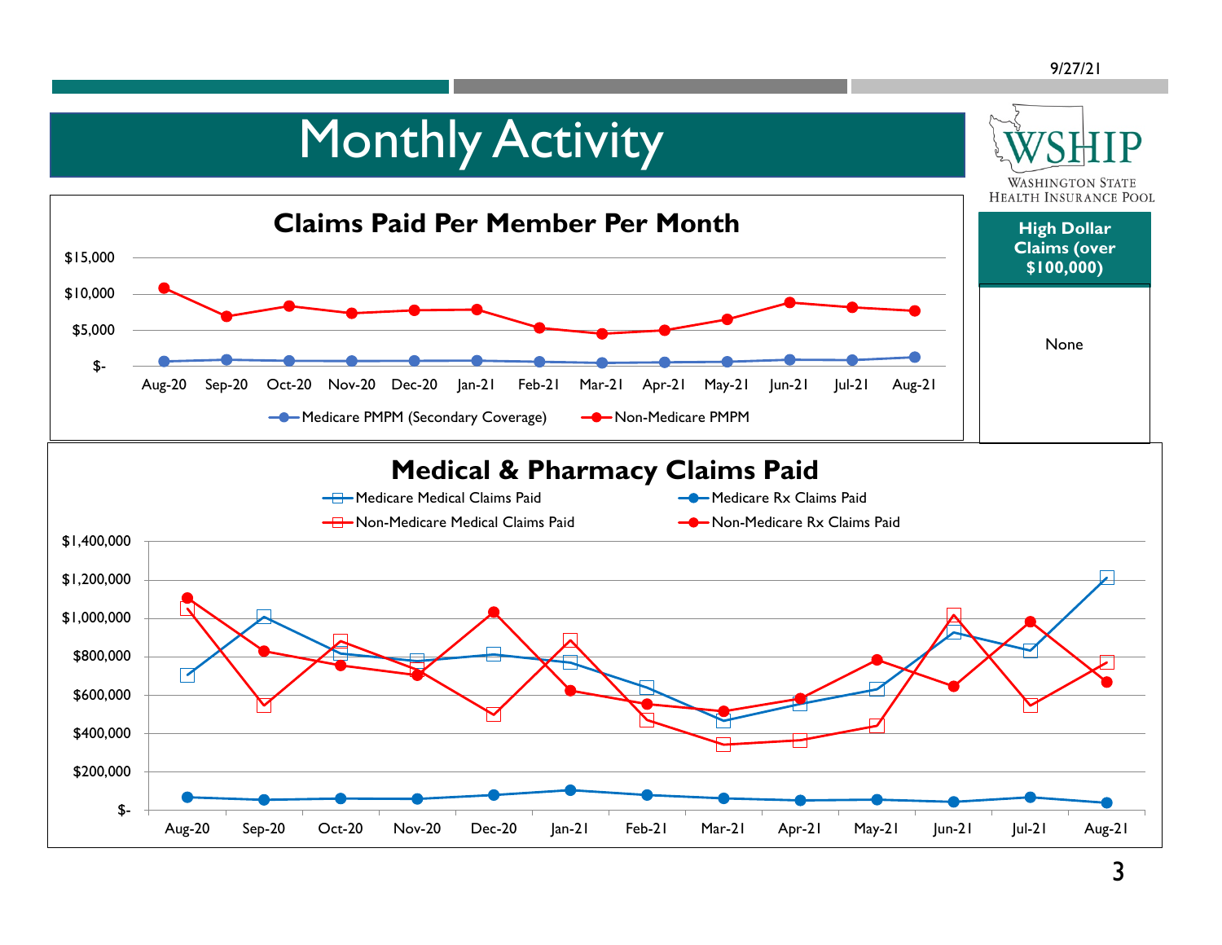# Monthly Activity

WSHIP – Washington State Health Insurance Pool

## Claims Paid Per Member Per Month

$15,000
$10,000
$5,000
$-

Aug-20, Sep-20, Oct-20, Nov-20, Dec-20, Jan-21, Feb-21, Mar-21, Apr-21, May-21, Jun-21, Jul-21, Aug-21

Medicare PMPM (Secondary Coverage) — Non-Medicare PMPM

| High Dollar Claims (over $100,000) |
|---|
| None |

## Medical & Pharmacy Claims Paid

Medicare Medical Claims Paid — Medicare Rx Claims Paid — Non-Medicare Medical Claims Paid — Non-Medicare Rx Claims Paid

$1,400,000
$1,200,000
$1,000,000
$800,000
$600,000
$400,000
$200,000
$-

Aug-20, Sep-20, Oct-20, Nov-20, Dec-20, Jan-21, Feb-21, Mar-21, Apr-21, May-21, Jun-21, Jul-21, Aug-21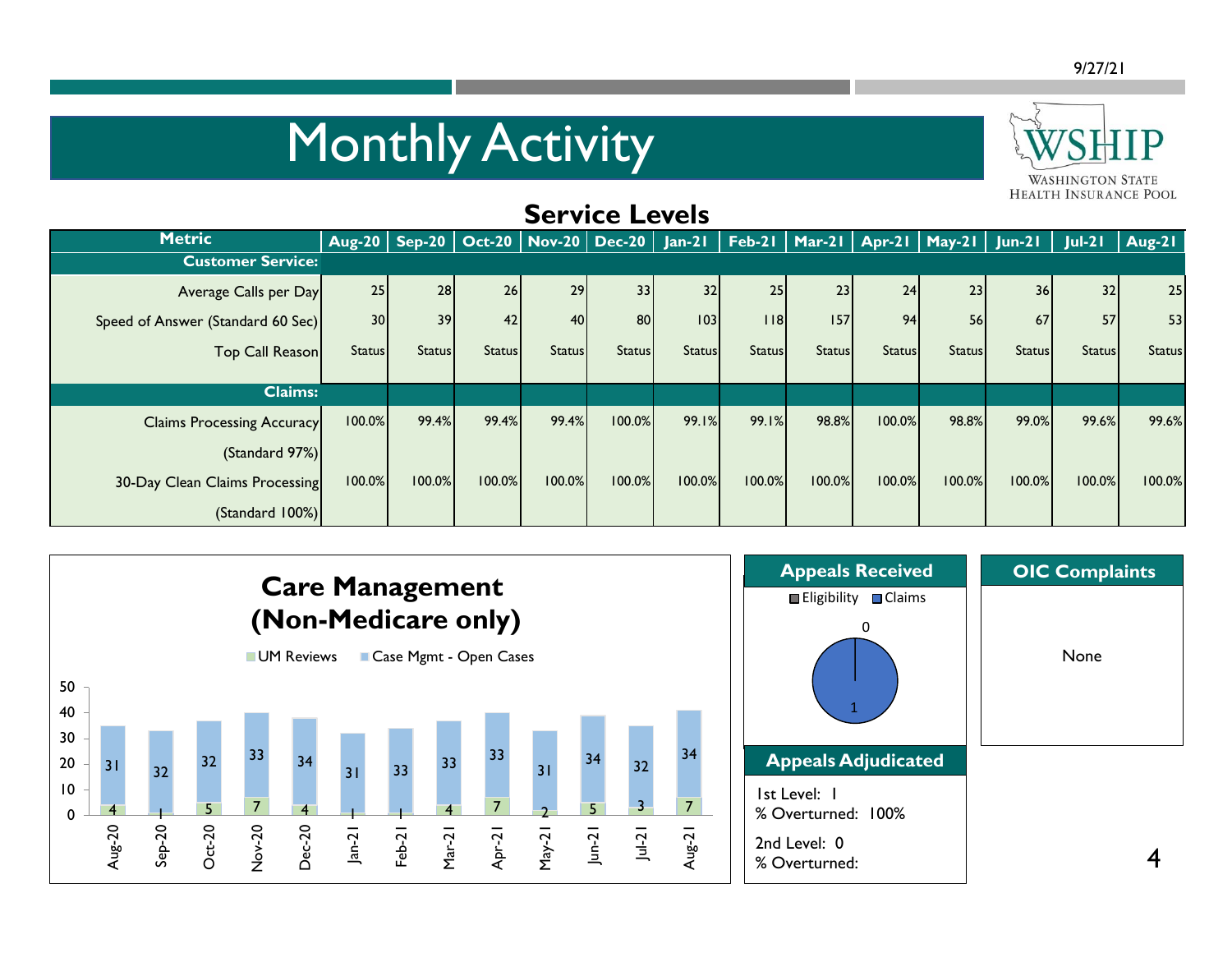# Monthly Activity

WSHIP
WASHINGTON STATE HEALTH INSURANCE POOL

## Service Levels

| Metric | Aug-20 | Sep-20 | Oct-20 | Nov-20 | Dec-20 | Jan-21 | Feb-21 | Mar-21 | Apr-21 | May-21 | Jun-21 | Jul-21 | Aug-21 |
|---|---|---|---|---|---|---|---|---|---|---|---|---|---|
| **Customer Service:** | | | | | | | | | | | | | |
| Average Calls per Day | 25 | 28 | 26 | 29 | 33 | 32 | 25 | 23 | 24 | 23 | 36 | 32 | 25 |
| Speed of Answer (Standard 60 Sec) | 30 | 39 | 42 | 40 | 80 | 103 | 118 | 157 | 94 | 56 | 67 | 57 | 53 |
| Top Call Reason | Status | Status | Status | Status | Status | Status | Status | Status | Status | Status | Status | Status | Status |
| **Claims:** | | | | | | | | | | | | | |
| Claims Processing Accuracy (Standard 97%) | 100.0% | 99.4% | 99.4% | 99.4% | 100.0% | 99.1% | 99.1% | 98.8% | 100.0% | 98.8% | 99.0% | 99.6% | 99.6% |
| 30-Day Clean Claims Processing (Standard 100%) | 100.0% | 100.0% | 100.0% | 100.0% | 100.0% | 100.0% | 100.0% | 100.0% | 100.0% | 100.0% | 100.0% | 100.0% | 100.0% |

## Care Management (Non-Medicare only)

| | Aug-20 | Sep-20 | Oct-20 | Nov-20 | Dec-20 | Jan-21 | Feb-21 | Mar-21 | Apr-21 | May-21 | Jun-21 | Jul-21 | Aug-21 |
|---|---|---|---|---|---|---|---|---|---|---|---|---|---|
| UM Reviews | 4 | 1 | 5 | 7 | 4 | 1 | 1 | 4 | 7 | 2 | 5 | 3 | 7 |
| Case Mgmt - Open Cases | 31 | 32 | 32 | 33 | 34 | 31 | 33 | 33 | 33 | 31 | 34 | 32 | 34 |

## Appeals Received

| Eligibility | Claims |
|---|---|
| 0 | 1 |

## Appeals Adjudicated

1st Level: 1
% Overturned: 100%

2nd Level: 0
% Overturned:

## OIC Complaints

None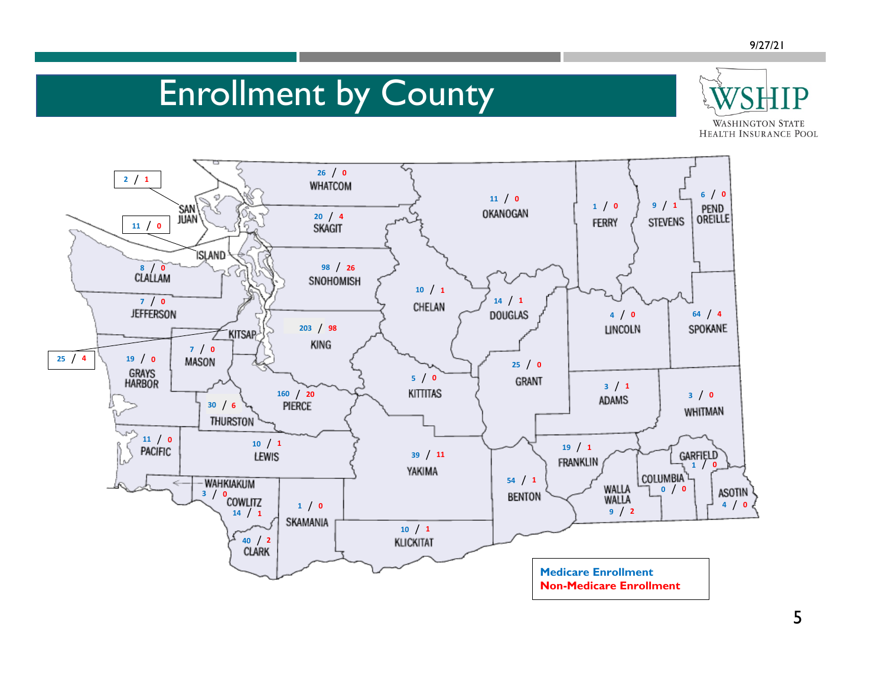# Enrollment by County

WSHIP
WASHINGTON STATE HEALTH INSURANCE POOL

2 / 1
SAN JUAN

11 / 0
ISLAND

26 / 0
WHATCOM

20 / 4
SKAGIT

11 / 0
OKANOGAN

1 / 0
FERRY

9 / 1
STEVENS

6 / 0
PEND OREILLE

8 / 0
CLALLAM

98 / 26
SNOHOMISH

10 / 1
CHELAN

14 / 1
DOUGLAS

7 / 0
JEFFERSON

4 / 0
LINCOLN

64 / 4
SPOKANE

203 / 98
KING

25 / 4
KITSAP

19 / 0
GRAYS HARBOR

7 / 0
MASON

5 / 0
KITTITAS

25 / 0
GRANT

3 / 1
ADAMS

3 / 0
WHITMAN

30 / 6
THURSTON

160 / 20
PIERCE

11 / 0
PACIFIC

10 / 1
LEWIS

39 / 11
YAKIMA

19 / 1
FRANKLIN

GARFIELD
1 / 0

54 / 1
BENTON

WALLA WALLA
9 / 2

COLUMBIA
0 / 0

ASOTIN
4 / 0

WAHKIAKUM
3 / 0

COWLITZ
14 / 1

1 / 0
SKAMANIA

10 / 1
KLICKITAT

40 / 2
CLARK

**Medicare Enrollment**
**Non-Medicare Enrollment**